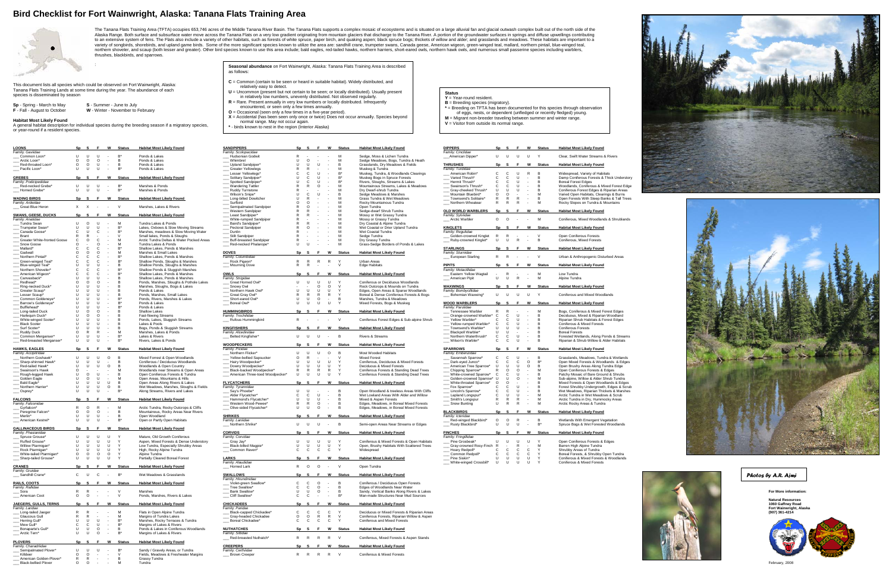# Bird Checklist for Fort Wainwright, Alaska: Tanana Flats Training Area

The Tanana Flats Training Area (TFTA) occupies 653,746 acres of the Middle Tanana River Basin. The Tanana Flats supports a complex mosaic of ecosystems and is situated on a large alluvial fan and glacial outwash complex built out of the north side of the Alaska Range. Both surface and subsurface water move across the Tanana Flats on a very low gradient originating from mountain glaciers that discharge to the Tanana River. A portion of the groundwater surfaces in springs and diffuse upwellings contributing to an extensive system of fens. The Flats also include a variety of other habitats, such as forests of white spruce, paper birch, and quaking aspen; black spruce bogs; thickets of willow and alder; and grasslands and meadows. These habitats are important to a variety of songbirds, shorebirds, and upland game birds. Some of the more significant species known to utilize the area are: sandhill crane, trumpeter swans, Canada geese, American wigeon, green-winged teal, mallard, northern pintail, blue-winged teal, northern shoveler, and scaup (both lesser and greater). Other bird species known to use this area include: bald eagles, red-tailed hawks, northern harriers, short-eared owls, northern hawk owls, and numerous small passerine species including warblers, thrushes, blackbirds, and sparrows.

This document lists all species which could be observed on Fort Wainwright, Alaska: Tanana Flats Training Lands at some time during the year. The abundance of each species is disseminated by season

**Sp** - Spring - March to May
**S** - Summer - June to July
**F** - Fall - August to October
**W** - Winter - November to February

### Habitat Most Likely Found

A general habitat description for individual species during the breeding season if a migratory species, or year-round if a resident species.

**Seasonal abundance** on Fort Wainwright, Alaska: Tanana Flats Training Area is described as follows:

- **C** = Common (certain to be seen or heard in suitable habitat). Widely distributed, and relatively easy to detect.
- **U** = Uncommon (present but not certain to be seen; or locally distributed). Usually present in relatively low numbers, unevenly distributed. Not observed regularly.
- **R** = Rare. Present annually in very low numbers or locally distributed. Infrequently encountered, or seen only a few times annually.
- **O** = Occasional (seen only a few times in a five-year period).
- **X** = Accidental (has been seen only once or twice) Does not occur annually. Species beyond normal range. May not occur again.
- ***** - birds known to nest in the region (Interior Alaska)

### Status

- **Y** = Year-round resident.
- **B** = Breeding species (migratory).
- ***** = Breeding on TFTA has been documented for this species through observation of eggs, nests, or dependent (unfledged or recently fledged) young.
- **M** = Migrant non-breeder traveling between summer and winter range.
- **V** = Visitor from outside its normal range.

| LOONS | Sp | S | F | W | Status | Habitat Most Likely Found |
|---|---|---|---|---|---|---|
| Family: *Gaviidae* | | | | | | |
| ___ Common Loon* | U | U | U | - | B* | Ponds & Lakes |
| ___ Arctic Loon* | O | O | O | - | B | Ponds & Lakes |
| ___ Red-throated Loon* | O | O | U | - | B | Ponds & Lakes |
| ___ Pacific Loon* | U | U | U | - | B* | Ponds & Lakes |

| GREBES | Sp | S | F | W | Status | Habitat Most Likely Found |
|---|---|---|---|---|---|---|
| Family: *Podicipedidae* | | | | | | |
| ___ Red-necked Grebe* | U | U | U | - | B* | Marshes & Ponds |
| ___ Horned Grebe* | U | U | U | - | B* | Marshes & Ponds |

| WADING BIRDS | Sp | S | F | W | Status | Habitat Most Likely Found |
|---|---|---|---|---|---|---|
| Family: *Ardeidae* | | | | | | |
| ___ Great Blue Heron | X | X | - | - | V | Marshes, Lakes & Rivers |

| SWANS, GEESE, DUCKS | Sp | S | F | W | Status | Habitat Most Likely Found |
|---|---|---|---|---|---|---|
| Family: *Anatidae* | | | | | | |
| ___ Tundra Swan | U | O | U | - | M | Tundra Lakes & Ponds |
| ___ Trumpeter Swan* | U | U | U | - | B* | Lakes, Oxbows & Slow Moving Streams |
| ___ Canada Goose* | C | U | C | - | B* | Marshes, meadows & Slow Moving Water |
| ___ Brant | R | R | - | - | V | Small lakes, Ponds & Sloughs |
| ___ Greater White-fronted Goose | C | O | C | - | M | Arctic Tundra Deltas & Water Pocked Areas |
| ___ Snow Goose | O | - | O | - | M | Tundra Lakes & Ponds |
| ___ Mallard* | C | C | C | - | B* | Shallow Lakes, Ponds & Marshes |
| ___ Gadwall | O | O | O | - | M | Marshes & Small Lakes |
| ___ Northern Pintail* | C | C | C | - | B* | Shallow Lakes, Ponds & Marshes |
| ___ Green-winged Teal* | C | C | C | - | B* | Shallow Ponds, Sloughs & Marshes |
| ___ Blue-winged Teal* | U | U | U | - | B | Shallow Ponds, Sloughs & Marshes |
| ___ Northern Shoveler* | C | C | C | - | B* | Shallow Ponds & Sluggish Marshes |
| ___ American Wigeon* | C | C | C | - | B* | Shallow Lakes, Ponds & Marshes |
| ___ Canvasback* | U | U | U | - | B | Shallow Lakes, Ponds & Marshes |
| ___ Redhead* | O | O | O | - | B | Ponds, Marshes, Sloughs & Pothole Lakes |
| ___ Ring-necked Duck* | U | U | U | - | B | Marshes, Sloughs, Bogs & Lakes |
| ___ Greater Scaup* | U | U | U | - | B | Ponds & Lakes |
| ___ Lesser Scaup* | U | U | U | - | B | Ponds, Marshes, Small Lakes |
| ___ Common Goldeneye* | U | U | U | - | B* | Ponds, Rivers, Marshes & Lakes |
| ___ Barrow's Goldeneye* | U | U | U | - | B* | Ponds & Lakes |
| ___ Bufflehead* | U | U | U | - | B* | Ponds & Lakes |
| ___ Long-tailed Duck | U | O | O | - | B | Shallow Lakes |
| ___ Harlequin Duck* | U | O | O | - | B | Fast-flowing Streams |
| ___ White-winged Scoter* | U | U | U | - | B | Ponds, Lakes, Sluggish Streams |
| ___ Black Scoter | U | U | U | - | B | Lakes & Pools |
| ___ Surf Scoter* | U | U | U | - | B | Bogs, Ponds & Sluggish Streams |
| ___ Ruddy Duck | O | R | R | - | M | Marshes, Lakes & Ponds |
| ___ Common Merganser* | U | U | U | - | B* | Lakes & Rivers |
| ___ Red-breasted Merganser* | U | U | U | - | B* | Rivers, Lakes & Ponds |

| HAWKS, EAGLES | Sp | S | F | W | Status | Habitat Most Likely Found |
|---|---|---|---|---|---|---|
| Family: *Accipitridae* | | | | | | |
| ___ Northern Goshawk* | U | U | U | O | B | Mixed Forest & Open Woodlands |
| ___ Sharp-shinned Hawk* | U | U | U | - | B | Coniferous / Deciduous Woodlands |
| ___ Red-tailed Hawk* | U | U | U | O | B | Woodlands & Open Country |
| ___ Swainson's Hawk | O | - | - | - | M | Woodlands near Streams & Open Areas |
| ___ Rough-legged Hawk | U | O | U | - | B | Open Coniferous Forests & Tundra |
| ___ Golden Eagle | U | O | U | - | M | Open Areas, Mountains & Hills |
| ___ Bald Eagle* | U | U | U | U | B | Open Areas Along Rivers & Lakes |
| ___ Northern Harrier* | U | U | U | O | B | Wet Meadows, Marshes, Sloughs & Fields |
| ___ Osprey* | U | U | U | - | B* | Along Streams, Rivers and Lakes |

| FALCONS | Sp | S | F | W | Status | Habitat Most Likely Found |
|---|---|---|---|---|---|---|
| Family: *Falconidae* | | | | | | |
| ___ Gyrfalcon* | R | O | R | - | M | Arctic Tundra, Rocky Outcrops & Cliffs |
| ___ Peregrine Falcon* | O | O | O | - | B | Mountainous, Rocky Areas Near Rivers |
| ___ Merlin* | U | U | U | - | B | Open Woodland |
| ___ American Kestrel* | U | U | U | - | B* | Open or Partly Open Habitats |

| GALLINACEOUS BIRDS | Sp | S | F | W | Status | Habitat Most Likely Found |
|---|---|---|---|---|---|---|
| Family: *Phasianidae* | | | | | | |
| ___ Spruce Grouse* | U | U | U | U | Y | Mature, Old Growth Coniferous |
| ___ Ruffed Grouse* | U | U | U | U | Y | Aspen, Mixed Forests & Dense Understory |
| ___ Willow Ptarmigan* | U | U | U | U | Y | Low Tundra, Especially Shrubby Areas |
| ___ Rock Ptarmigan* | U | U | U | U | Y | High, Rocky Alpine Tundra |
| ___ White-tailed Ptarmigan* | O | O | O | O | Y | Alpine Tundra |
| ___ Sharp-tailed Grouse* | U | U | U | U | Y | Partially Cleared Boreal Forest |

| CRANES | Sp | S | F | W | Status | Habitat Most Likely Found |
|---|---|---|---|---|---|---|
| Family: *Gruidae* | | | | | | |
| ___ Sandhill Crane* | C | U | C | - | B* | Wet Meadows & Grasslands |

| RAILS, COOTS | Sp | S | F | W | Status | Habitat Most Likely Found |
|---|---|---|---|---|---|---|
| Family: *Rallidae* | | | | | | |
| ___ Sora | R | R | - | - | V | Marshes |
| ___ American Coot | O | O | - | - | V | Ponds, Marshes, Rivers & Lakes |

| JAEGERS, GULLS, TERNS | Sp | S | F | W | Status | Habitat Most Likely Found |
|---|---|---|---|---|---|---|
| Family: *Laridae* | | | | | | |
| ___ Long-tailed Jaeger | R | R | - | - | M | Flats in Open Alpine Tundra |
| ___ Glaucous Gull | R | R | - | - | M | Margins of Tundra Lakes |
| ___ Herring Gull* | U | U | U | - | B* | Marshes, Rocky Terraces & Tundra |
| ___ Mew Gull* | C | C | U | - | B* | Margins of Lakes & Rivers |
| ___ Bonaparte's Gull* | U | U | O | - | B | Ponds & Lakes in Coniferous Woodlands |
| ___ Arctic Tern* | U | U | O | - | B* | Margins of Lakes & Rivers |

| PLOVERS | Sp | S | F | W | Status | Habitat Most Likely Found |
|---|---|---|---|---|---|---|
| Family: *Charadriidae* | | | | | | |
| ___ Semipalmated Plover* | U | U | U | - | B* | Sandy / Gravely Areas, or Tundra |
| ___ Killdeer | O | O | - | - | V | Fields, Meadows & Freshwater Margins |
| ___ American Golden-Plover* | R | R | - | - | B | Grassy Tundra |
| ___ Black-bellied Plover | O | O | - | - | M | Tundra |

| SANDPIPERS | Sp | S | F | W | Status | Habitat Most Likely Found |
|---|---|---|---|---|---|---|
| Family: *Scolopacidae* | | | | | | |
| ___ Hudsonian Godwit | R | - | - | - | M | Sedge, Moss & Lichen Tundra |
| ___ Whimbrel | U | O | - | - | M | Sedge Meadows, Bogs, Tundra & Heath |
| ___ Upland Sandpiper* | U | U | U | - | B | Grasslands, Dry Meadows & Fields |
| ___ Greater Yellowlegs | R | R | - | - | M | Muskeg & Tundra |
| ___ Lesser Yellowlegs* | C | C | U | - | B* | Muskeg, Tundra, & Woodlands Clearings |
| ___ Solitary Sandpiper* | U | C | U | - | B* | Muskeg Bogs in Spruce Forests |
| ___ Spotted Sandpiper* | U | C | U | - | B* | Rivers, Sloughs, Streams & Lakes |
| ___ Wandering Tattler | R | R | O | - | M | Mountainous Streams, Lakes & Meadows |
| ___ Ruddy Turnstone | R | - | - | - | M | Dry Dwarf-shrub Tundra |
| ___ Wilson's Snipe* | U | C | U | - | B | Sedge Meadows & Marshes |
| ___ Long-billed Dowitcher | U | R | - | - | M | Grass Tundra & Wet Meadows |
| ___ Surfbird | O | O | - | - | M | Rocky Mountainous Tundra |
| ___ Semipalmated Sandpiper | R | O | - | - | M | Open Tundra |
| ___ Western Sandpiper | R | R | - | - | M | Sedge-dwarf Shrub Tundra |
| ___ Least Sandpiper* | R | R | - | - | M | Mossy or Wet Grassy Tundra |
| ___ White-rumped Sandpiper | R | - | - | - | M | Mossy or Grassy Tundra |
| ___ Baird's Sandpiper* | R | R | - | - | M | Dry Coastal & Alpine Tundra |
| ___ Pectoral Sandpiper | R | O | - | - | M | Wet Coastal or Drier Upland Tundra |
| ___ Dunlin | R | - | - | - | M | Wet Coastal Tundra |
| ___ Stilt Sandpiper | R | - | - | - | M | Sedge Tundra |
| ___ Buff-breasted Sandpiper | R | - | - | - | M | Dry Grassy Tundra |
| ___ Red-necked Phalarope* | U | U | - | - | M | Grass-Sedge Borders of Ponds & Lakes |

| DOVES | Sp | S | F | W | Status | Habitat Most Likely Found |
|---|---|---|---|---|---|---|
| Family: *Columbidae* | | | | | | |
| ___ Rock Pigeon* | R | R | R | R | Y | Urban Areas |
| ___ Mourning Dove | R | R | - | - | V | Edge Habitats |

| OWLS | Sp | S | F | W | Status | Habitat Most Likely Found |
|---|---|---|---|---|---|---|
| Family: *Strigidae* | | | | | | |
| ___ Great Horned Owl* | U | U | U | U | Y | Coniferous or Deciduous Woodlands |
| ___ Snowy Owl | - | - | O | O | V | Rock Outcrops & Mounds on Tundra |
| ___ Northern Hawk Owl* | U | U | U | U | Y | Edges, Open Areas & Sparse Woodlands |
| ___ Great Gray Owl* | R | R | R | R | Y | Boreal & Dense Coniferous Forests & Bogs |
| ___ Short-eared Owl* | U | U | O | - | B | Marshes, Tundra & Meadows |
| ___ Boreal Owl* | U | U | U | U | Y | Mixed Forests, Bogs & Muskeg |

| HUMMINGBIRDS | Sp | S | F | W | Status | Habitat Most Likely Found |
|---|---|---|---|---|---|---|
| Family: *Trochilidae* | | | | | | |
| ___ Rufous Hummingbird | R | - | - | - | V | Coniferous Forest Edges & Sub-alpine Shrub |

| KINGFISHERS | Sp | S | F | W | Status | Habitat Most Likely Found |
|---|---|---|---|---|---|---|
| Family: *Alcedinidae* | | | | | | |
| ___ Belted Kingfisher* | U | U | U | - | B | Rivers & Streams |

| WOODPECKERS | Sp | S | F | W | Status | Habitat Most Likely Found |
|---|---|---|---|---|---|---|
| Family: *Picidae* | | | | | | |
| ___ Northern Flicker* | U | U | U | O | B | Most Wooded Habitats |
| ___ Yellow-bellied Sapsucker | O | R | - | - | V | Mixed Forest |
| ___ Hairy Woodpecker* | U | U | U | U | Y | Coniferous, Deciduous & Mixed Forests |
| ___ Downy Woodpecker* | U | U | U | U | Y | Deciduous & Mixed Forests |
| ___ Black-backed Woodpecker* | R | R | R | R | Y | Coniferous Forests & Standing Dead Trees |
| ___ American Three-toed Woodpecker* | U | U | U | U | Y | Coniferous Forests & Standing Dead Trees |

| FLYCATCHERS | Sp | S | F | W | Status | Habitat Most Likely Found |
|---|---|---|---|---|---|---|
| Family: *Tyrannidae* | | | | | | |
| ___ Say's Phoebe* | U | U | - | - | B | Open Woodland & treeless Areas With Cliffs |
| ___ Alder Flycatcher* | C | C | U | - | B | Wet Lowland Areas With Alder and Willow |
| ___ Hammond's Flycatcher* | U | U | U | - | B | Mixed & Aspen Forests |
| ___ Western Wood-Pewee* | R | R | O | - | B | Edges, Meadows, in Boreal Mixed Forests |
| ___ Olive-sided Flycatcher* | U | U | O | - | B | Edges, Meadows, in Boreal Mixed Forests |

| SHRIKES | Sp | S | F | W | Status | Habitat Most Likely Found |
|---|---|---|---|---|---|---|
| Family: *Laniidae* | | | | | | |
| ___ Northern Shrike* | U | U | U | - | B | Semi-open Areas Near Streams or Edges |

| CORVIDS | Sp | S | F | W | Status | Habitat Most Likely Found |
|---|---|---|---|---|---|---|
| Family: *Corvidae* | | | | | | |
| ___ Gray Jay* | U | U | U | U | Y | Coniferous & Mixed Forests & Open Habitats |
| ___ Black-billed Magpie* | U | U | U | U | Y | Open, Brushy Habitats With Scattered Trees |
| ___ Common Raven* | C | C | C | C | Y | Widespread |

| LARKS | Sp | S | F | W | Status | Habitat Most Likely Found |
|---|---|---|---|---|---|---|
| Family: *Alaudidae* | | | | | | |
| ___ Horned Lark | R | O | O | - | V | Open Tundra |

| SWALLOWS | Sp | S | F | W | Status | Habitat Most Likely Found |
|---|---|---|---|---|---|---|
| Family: *Hirundinidae* | | | | | | |
| ___ Violet-green Swallow* | C | C | O | - | B | Coniferous / Deciduous Open Forests |
| ___ Tree Swallow* | C | C | O | - | B | Edges of Woodlands Near Water |
| ___ Bank Swallow* | U | U | O | - | B | Sandy, Vertical Banks Along Rivers & Lakes |
| ___ Cliff Swallow* | C | C | - | - | B* | Man-made Structures Near Mud Sources |

| CHICKADEES | Sp | S | F | W | Status | Habitat Most Likely Found |
|---|---|---|---|---|---|---|
| Family: *Paridae* | | | | | | |
| ___ Black-capped Chickadee* | C | C | C | C | Y | Deciduous or Mixed Forests & Riparian Areas |
| ___ Gray-headed Chickadee | O | O | R | R | V | Coniferous Forests, Riparian Willow & Aspen |
| ___ Boreal Chickadee* | C | C | C | C | Y | Coniferous and Mixed Forests |

| NUTHATCHES | Sp | S | F | W | Status | Habitat Most Likely Found |
|---|---|---|---|---|---|---|
| Family: *Sittidae* | | | | | | |
| ___ Red-breasted Nuthatch* | R | R | R | R | V | Coniferous, Mixed Forests & Aspen Stands |

| CREEPERS | Sp | S | F | W | Status | Habitat Most Likely Found |
|---|---|---|---|---|---|---|
| Family: *Certhiidae* | | | | | | |
| ___ Brown Creeper | R | R | R | R | V | Coniferous & Mixed Forests |

| DIPPERS | Sp | S | F | W | Status | Habitat Most Likely Found |
|---|---|---|---|---|---|---|
| Family: *Cinclidae* | | | | | | |
| ___ American Dipper* | U | U | U | U | Y | Clear, Swift Water Streams & Rivers |

| THRUSHES | Sp | S | F | W | Status | Habitat Most Likely Found |
|---|---|---|---|---|---|---|
| Family: *Turdidae* | | | | | | |
| ___ American Robin* | C | C | U | R | B | Widespread, Variety of Habitats |
| ___ Varied Thrush* | C | C | U | - | B | Damp Coniferous Forests & Thick Understory |
| ___ Hermit Thrush* | C | C | U | - | B | Boreal Forest Edges |
| ___ Swainson's Thrush* | C | C | U | - | B | Woodlands, Coniferous & Mixed Forest Edge |
| ___ Gray-cheeked Thrush* | U | U | U | - | B | Coniferous Forest Edges & Riparian Areas |
| ___ Mountain Bluebird* | O | O | - | - | M | Varied Open Habitats, Clearings & Burns |
| ___ Townsend's Solitaire* | R | R | R | - | B | Open Forests With Steep Banks & Tall Trees |
| ___ Northern Wheatear | R | R | R | - | M | Rocky Slopes on Tundra & Mountains |

| OLD WORLD WARBLERS | Sp | S | F | W | Status | Habitat Most Likely Found |
|---|---|---|---|---|---|---|
| Family: *Sylviidae* | | | | | | |
| ___ Arctic Warbler | O | O | - | - | M | Coniferous, Mixed Woodlands & Shrublands |

| KINGLETS | Sp | S | F | W | Status | Habitat Most Likely Found |
|---|---|---|---|---|---|---|
| Family: *Regulidae* | | | | | | |
| ___ Golden-crowned Kinglet | R | R | - | - | V | Open Coniferous Forests |
| ___ Ruby-crowned Kinglet* | U | U | R | - | B | Coniferous, Mixed Forests |

| STARLINGS | Sp | S | F | W | Status | Habitat Most Likely Found |
|---|---|---|---|---|---|---|
| Family: *Sturnidae* | | | | | | |
| ___ European Starling | R | R | - | - | V | Urban & Anthropogenic Disturbed Areas |

| PIPITS | Sp | S | F | W | Status | Habitat Most Likely Found |
|---|---|---|---|---|---|---|
| Family: *Motacillidae* | | | | | | |
| ___ Eastern Yellow Wagtail | - | R | - | - | M | Low Tundra |
| ___ American Pipit | U | U | R | - | M | Alpine Tundra |

| WAXWINGS | Sp | S | F | W | Status | Habitat Most Likely Found |
|---|---|---|---|---|---|---|
| Family: *Bombycillidae* | | | | | | |
| ___ Bohemian Waxwing* | U | U | U | U | Y | Coniferous and Mixed Woodlands |

| WOOD WARBLERS | Sp | S | F | W | Status | Habitat Most Likely Found |
|---|---|---|---|---|---|---|
| Family: *Parulidae* | | | | | | |
| ___ Tennessee Warbler | R | R | - | - | M | Bogs, Coniferous & Mixed Forest Edges |
| ___ Orange-crowned Warbler* | C | C | U | - | B | Deciduous, Mixed & Riparian Woodland |
| ___ Yellow Warbler* | C | C | U | - | B | Riparian Shrub Habitats & Forest Edges |
| ___ Yellow-rumped Warbler* | C | C | U | - | B | Coniferous & Mixed Forests |
| ___ Townsend's Warbler* | U | U | U | - | B | Coniferous Forests |
| ___ Blackpoll Warbler* | U | U | - | - | B | Boreal Forests |
| ___ Northern Waterthrush* | C | C | U | - | B | Forested Wetlands, Along Ponds & Streams |
| ___ Wilson's Warbler* | C | C | U | - | B | Riparian & Shrub Willow & Alder Habitats |

| SPARROWS | Sp | S | F | W | Status | Habitat Most Likely Found |
|---|---|---|---|---|---|---|
| Family: *Emberizidae* | | | | | | |
| ___ Savannah Sparrow* | C | C | U | - | B | Grasslands, Meadows, Tundra & Wetlands |
| ___ Dark-eyed Junco* | C | C | C | O | B* | Open Mixed Forests & Woodlands & Edges |
| ___ American Tree Sparrow* | U | U | U | O | B | Open Brushy Areas Along Tundra Edge |
| ___ Chipping Sparrow* | R | O | O | - | M | Open Coniferous Forests & Edges |
| ___ White-crowned Sparrow* | C | C | U | - | B | Patchy Mosaic of Bare Ground & Shrubs |
| ___ Golden-crowned Sparrow* | U | U | O | - | M | Sub-alpine, Willow & Alder Shrub Tundra |
| ___ White-throated Sparrow* | U | U | - | - | B | Mixed Forests & Open Woodlands & Edges |
| ___ Fox Sparrow* | C | C | U | - | B | Forest Shrubby Undergrowth, Edges & Scrub |
| ___ Lincoln's Sparrow* | C | C | U | - | B | Wet Meadows, Riparian Thickets & Marshes |
| ___ Lapland Longspur* | C | U | U | - | M | Arctic Tundra in Wet Meadows & Scrub |
| ___ Smith's Longspur | R | R | R | - | M | Arctic Tundra in Dry, Hummocky Areas |
| ___ Snow Bunting | U | R | R | - | M | Arctic Rocky Areas & Tundra |

| BLACKBIRDS | Sp | S | F | W | Status | Habitat Most Likely Found |
|---|---|---|---|---|---|---|
| Family: *Icteridae* | | | | | | |
| ___ Red-winged Blackbird* | O | O | R | - | B | Wetlands With Emergent Vegetation |
| ___ Rusty Blackbird* | U | U | U | - | B* | Spruce Bogs & Wet Forested Woodlands |

| FINCHES | Sp | S | F | W | Status | Habitat Most Likely Found |
|---|---|---|---|---|---|---|
| Family: *Fringillidae* | | | | | | |
| ___ Pine Grosbeak* | U | U | U | U | Y | Open Coniferous Forests & Edges |
| ___ Gray-crowned Rosy-Finch | R | - | R | - | M | Barren High Alpine Tundra |
| ___ Hoary Redpoll* | C | C | C | C | Y | Shrubby Areas of Tundra |
| ___ Common Redpoll* | C | C | C | C | Y | Boreal Forests, & Shrubby Open Tundra |
| ___ Pine Siskin* | U | U | U | U | Y | Coniferous & Mixed Forests & Woodlands |
| ___ White-winged Crossbill* | U | U | U | U | Y | Coniferous & Mixed Forests |

*Photos by A.R. Ajmi*

**For More information:**

**Natural Resources**
**1060 Gaffney Road**
**Fort Wainwright, Alaska**
**(907) 361-4214**

February, 2008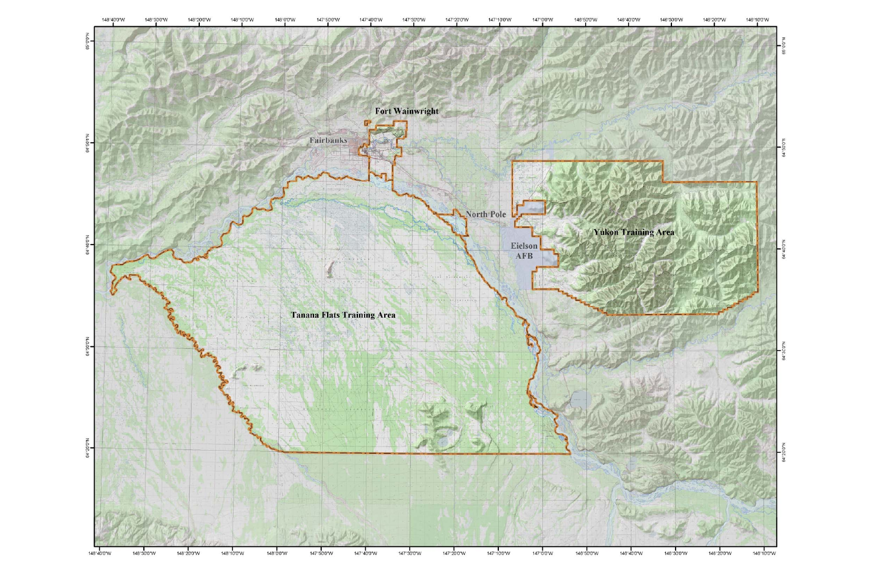148°40'0"W
148°30'0"W
148°20'0"W
148°10'0"W
148°0'0"W
147°50'0"W
147°40'0"W
147°30'0"W
147°20'0"W
147°10'0"W
147°0'0"W
146°50'0"W
146°40'0"W
146°30'0"W
146°20'0"W
146°10'0"W

65°0'0"N
64°50'0"N
64°40'0"N
64°30'0"N
64°20'0"N

Fort Wainwright

Fairbanks

North Pole

Eielson AFB

Yukon Training Area

Tanana Flats Training Area